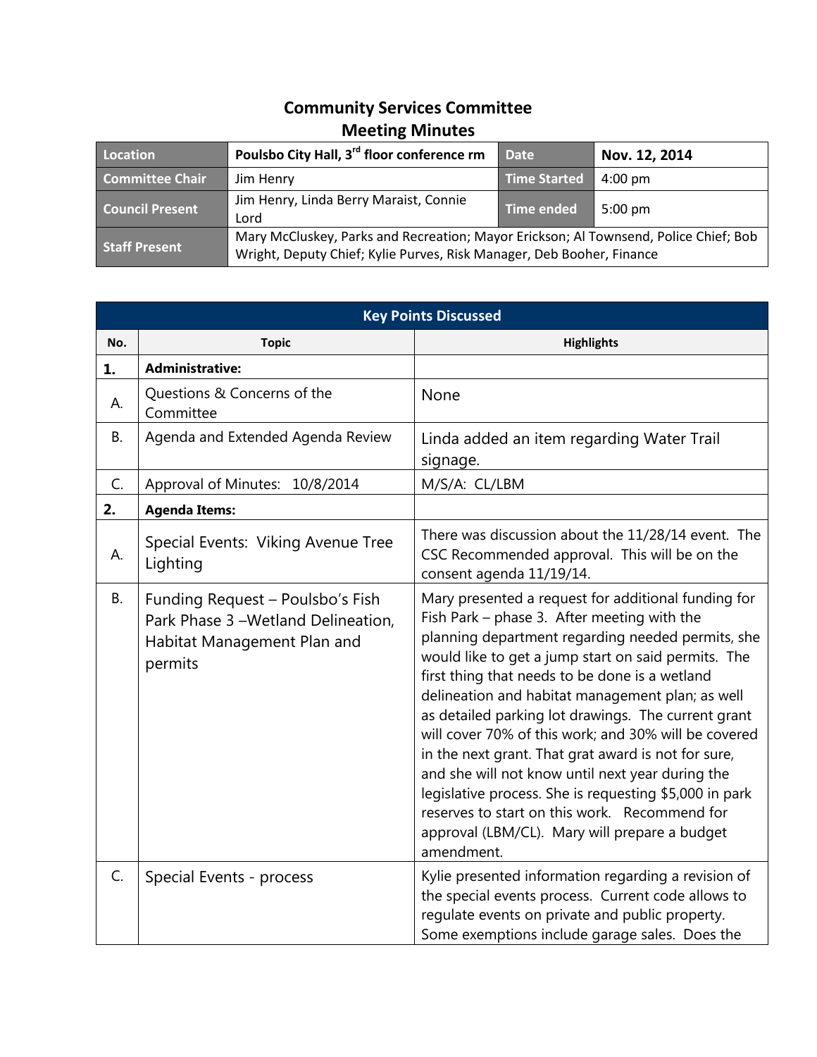# Community Services Committee
## Meeting Minutes

| Location | Poulsbo City Hall, 3rd floor conference rm | Date | Nov. 12, 2014 |
|---|---|---|---|
| Committee Chair | Jim Henry | Time Started | 4:00 pm |
| Council Present | Jim Henry, Linda Berry Maraist, Connie Lord | Time ended | 5:00 pm |
| Staff Present | Mary McCluskey, Parks and Recreation; Mayor Erickson; Al Townsend, Police Chief; Bob Wright, Deputy Chief; Kylie Purves, Risk Manager, Deb Booher, Finance | | |

| Key Points Discussed | | |
|---|---|---|
| **No.** | **Topic** | **Highlights** |
| **1.** | **Administrative:** | |
| A. | Questions & Concerns of the Committee | None |
| B. | Agenda and Extended Agenda Review | Linda added an item regarding Water Trail signage. |
| C. | Approval of Minutes: 10/8/2014 | M/S/A: CL/LBM |
| **2.** | **Agenda Items:** | |
| A. | Special Events: Viking Avenue Tree Lighting | There was discussion about the 11/28/14 event. The CSC Recommended approval. This will be on the consent agenda 11/19/14. |
| B. | Funding Request – Poulsbo's Fish Park Phase 3 –Wetland Delineation, Habitat Management Plan and permits | Mary presented a request for additional funding for Fish Park – phase 3. After meeting with the planning department regarding needed permits, she would like to get a jump start on said permits. The first thing that needs to be done is a wetland delineation and habitat management plan; as well as detailed parking lot drawings. The current grant will cover 70% of this work; and 30% will be covered in the next grant. That grat award is not for sure, and she will not know until next year during the legislative process. She is requesting $5,000 in park reserves to start on this work. Recommend for approval (LBM/CL). Mary will prepare a budget amendment. |
| C. | Special Events - process | Kylie presented information regarding a revision of the special events process. Current code allows to regulate events on private and public property. Some exemptions include garage sales. Does the |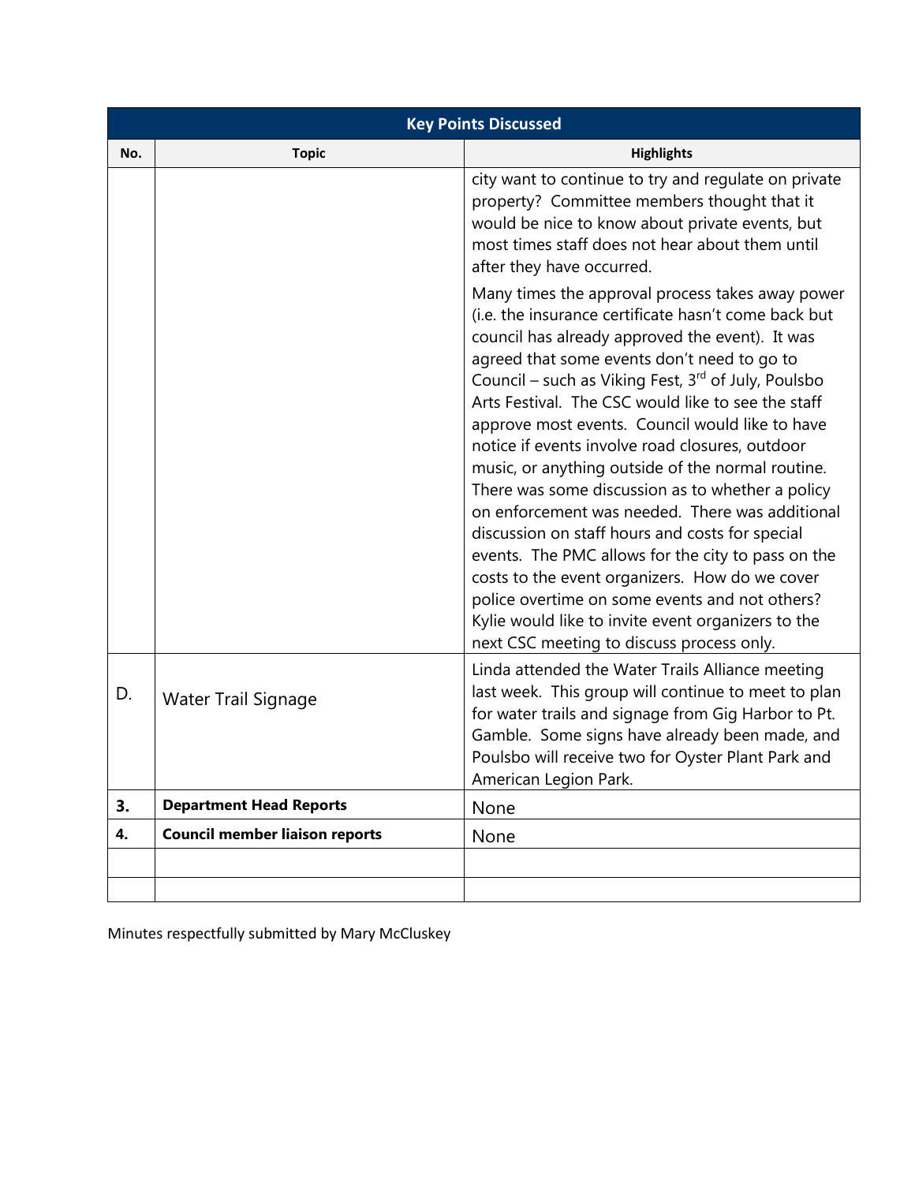| Key Points Discussed | | |
| --- | --- | --- |
| **No.** | **Topic** | **Highlights** |
| | | city want to continue to try and regulate on private property? Committee members thought that it would be nice to know about private events, but most times staff does not hear about them until after they have occurred.<br><br>Many times the approval process takes away power (i.e. the insurance certificate hasn't come back but council has already approved the event). It was agreed that some events don't need to go to Council – such as Viking Fest, 3rd of July, Poulsbo Arts Festival. The CSC would like to see the staff approve most events. Council would like to have notice if events involve road closures, outdoor music, or anything outside of the normal routine. There was some discussion as to whether a policy on enforcement was needed. There was additional discussion on staff hours and costs for special events. The PMC allows for the city to pass on the costs to the event organizers. How do we cover police overtime on some events and not others? Kylie would like to invite event organizers to the next CSC meeting to discuss process only. |
| D. | Water Trail Signage | Linda attended the Water Trails Alliance meeting last week. This group will continue to meet to plan for water trails and signage from Gig Harbor to Pt. Gamble. Some signs have already been made, and Poulsbo will receive two for Oyster Plant Park and American Legion Park. |
| **3.** | **Department Head Reports** | None |
| **4.** | **Council member liaison reports** | None |
| | | |
| | | |

Minutes respectfully submitted by Mary McCluskey